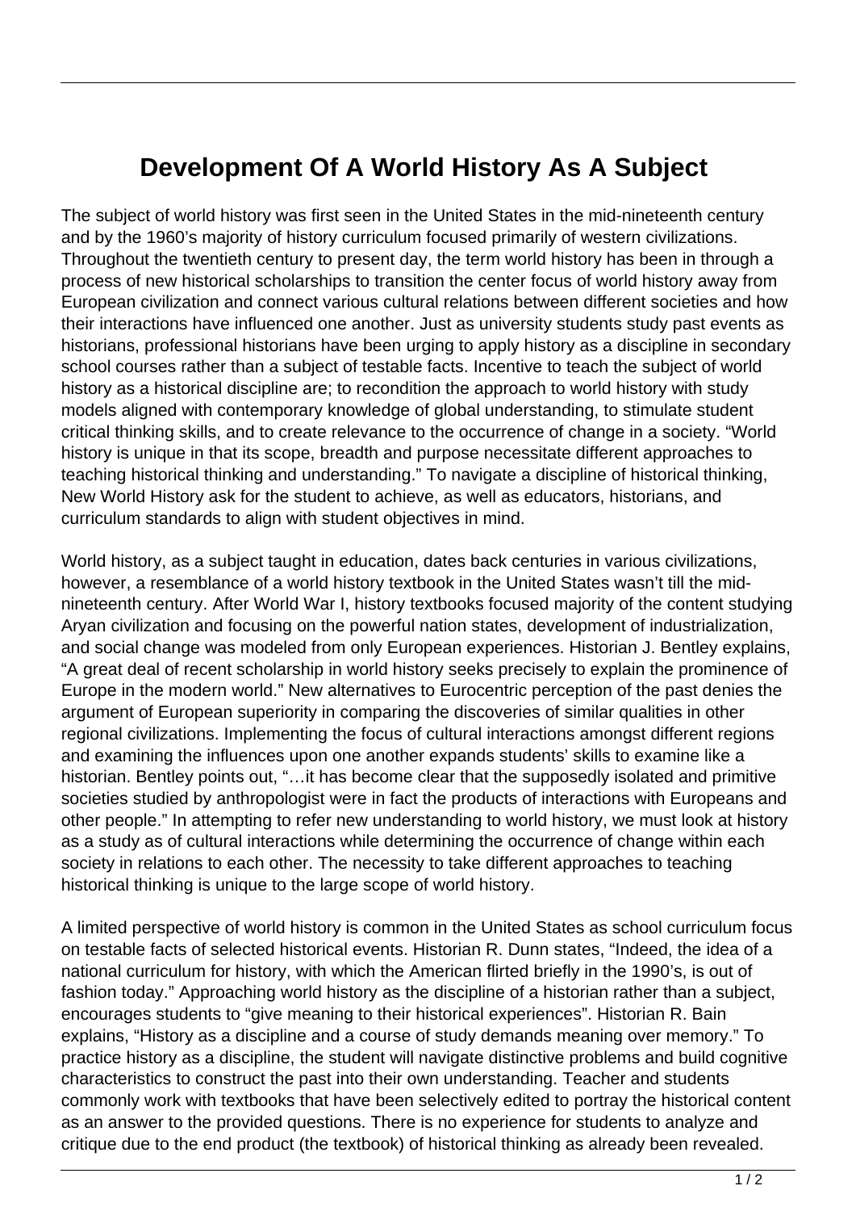# Development Of A World History As A Subject

The subject of world history was first seen in the United States in the mid-nineteenth century and by the 1960's majority of history curriculum focused primarily of western civilizations. Throughout the twentieth century to present day, the term world history has been in through a process of new historical scholarships to transition the center focus of world history away from European civilization and connect various cultural relations between different societies and how their interactions have influenced one another. Just as university students study past events as historians, professional historians have been urging to apply history as a discipline in secondary school courses rather than a subject of testable facts. Incentive to teach the subject of world history as a historical discipline are; to recondition the approach to world history with study models aligned with contemporary knowledge of global understanding, to stimulate student critical thinking skills, and to create relevance to the occurrence of change in a society. "World history is unique in that its scope, breadth and purpose necessitate different approaches to teaching historical thinking and understanding." To navigate a discipline of historical thinking, New World History ask for the student to achieve, as well as educators, historians, and curriculum standards to align with student objectives in mind.

World history, as a subject taught in education, dates back centuries in various civilizations, however, a resemblance of a world history textbook in the United States wasn't till the mid-nineteenth century. After World War I, history textbooks focused majority of the content studying Aryan civilization and focusing on the powerful nation states, development of industrialization, and social change was modeled from only European experiences. Historian J. Bentley explains, "A great deal of recent scholarship in world history seeks precisely to explain the prominence of Europe in the modern world." New alternatives to Eurocentric perception of the past denies the argument of European superiority in comparing the discoveries of similar qualities in other regional civilizations. Implementing the focus of cultural interactions amongst different regions and examining the influences upon one another expands students' skills to examine like a historian. Bentley points out, "…it has become clear that the supposedly isolated and primitive societies studied by anthropologist were in fact the products of interactions with Europeans and other people." In attempting to refer new understanding to world history, we must look at history as a study as of cultural interactions while determining the occurrence of change within each society in relations to each other. The necessity to take different approaches to teaching historical thinking is unique to the large scope of world history.

A limited perspective of world history is common in the United States as school curriculum focus on testable facts of selected historical events. Historian R. Dunn states, "Indeed, the idea of a national curriculum for history, with which the American flirted briefly in the 1990's, is out of fashion today." Approaching world history as the discipline of a historian rather than a subject, encourages students to "give meaning to their historical experiences". Historian R. Bain explains, "History as a discipline and a course of study demands meaning over memory." To practice history as a discipline, the student will navigate distinctive problems and build cognitive characteristics to construct the past into their own understanding. Teacher and students commonly work with textbooks that have been selectively edited to portray the historical content as an answer to the provided questions. There is no experience for students to analyze and critique due to the end product (the textbook) of historical thinking as already been revealed.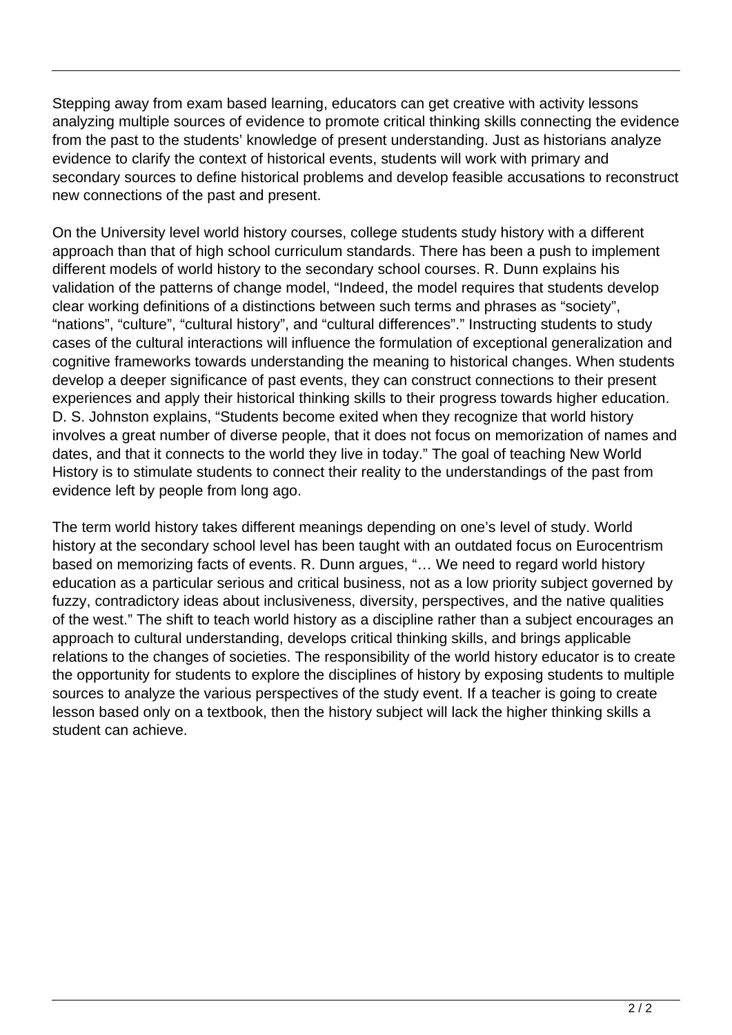Stepping away from exam based learning, educators can get creative with activity lessons analyzing multiple sources of evidence to promote critical thinking skills connecting the evidence from the past to the students' knowledge of present understanding. Just as historians analyze evidence to clarify the context of historical events, students will work with primary and secondary sources to define historical problems and develop feasible accusations to reconstruct new connections of the past and present.

On the University level world history courses, college students study history with a different approach than that of high school curriculum standards. There has been a push to implement different models of world history to the secondary school courses. R. Dunn explains his validation of the patterns of change model, "Indeed, the model requires that students develop clear working definitions of a distinctions between such terms and phrases as "society", "nations", "culture", "cultural history", and "cultural differences"." Instructing students to study cases of the cultural interactions will influence the formulation of exceptional generalization and cognitive frameworks towards understanding the meaning to historical changes. When students develop a deeper significance of past events, they can construct connections to their present experiences and apply their historical thinking skills to their progress towards higher education. D. S. Johnston explains, "Students become exited when they recognize that world history involves a great number of diverse people, that it does not focus on memorization of names and dates, and that it connects to the world they live in today." The goal of teaching New World History is to stimulate students to connect their reality to the understandings of the past from evidence left by people from long ago.

The term world history takes different meanings depending on one's level of study. World history at the secondary school level has been taught with an outdated focus on Eurocentrism based on memorizing facts of events. R. Dunn argues, "… We need to regard world history education as a particular serious and critical business, not as a low priority subject governed by fuzzy, contradictory ideas about inclusiveness, diversity, perspectives, and the native qualities of the west." The shift to teach world history as a discipline rather than a subject encourages an approach to cultural understanding, develops critical thinking skills, and brings applicable relations to the changes of societies. The responsibility of the world history educator is to create the opportunity for students to explore the disciplines of history by exposing students to multiple sources to analyze the various perspectives of the study event. If a teacher is going to create lesson based only on a textbook, then the history subject will lack the higher thinking skills a student can achieve.